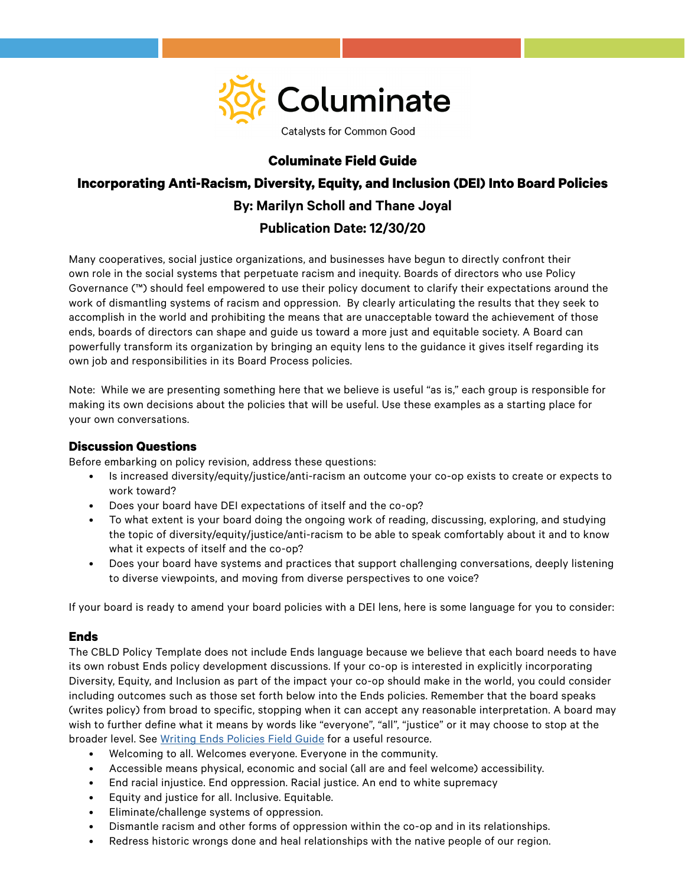Columinate

Catalysts for Common Good

# Columinate Field Guide

## Incorporating Anti-Racism, Diversity, Equity, and Inclusion (DEI) Into Board Policies

**By: Marilyn Scholl and Thane Joyal**

**Publication Date: 12/30/20**

Many cooperatives, social justice organizations, and businesses have begun to directly confront their own role in the social systems that perpetuate racism and inequity. Boards of directors who use Policy Governance (™) should feel empowered to use their policy document to clarify their expectations around the work of dismantling systems of racism and oppression. By clearly articulating the results that they seek to accomplish in the world and prohibiting the means that are unacceptable toward the achievement of those ends, boards of directors can shape and guide us toward a more just and equitable society. A Board can powerfully transform its organization by bringing an equity lens to the guidance it gives itself regarding its own job and responsibilities in its Board Process policies.

Note: While we are presenting something here that we believe is useful "as is," each group is responsible for making its own decisions about the policies that will be useful. Use these examples as a starting place for your own conversations.

### Discussion Questions

Before embarking on policy revision, address these questions:

- Is increased diversity/equity/justice/anti-racism an outcome your co-op exists to create or expects to work toward?
- Does your board have DEI expectations of itself and the co-op?
- To what extent is your board doing the ongoing work of reading, discussing, exploring, and studying the topic of diversity/equity/justice/anti-racism to be able to speak comfortably about it and to know what it expects of itself and the co-op?
- Does your board have systems and practices that support challenging conversations, deeply listening to diverse viewpoints, and moving from diverse perspectives to one voice?

If your board is ready to amend your board policies with a DEI lens, here is some language for you to consider:

### Ends

The CBLD Policy Template does not include Ends language because we believe that each board needs to have its own robust Ends policy development discussions. If your co-op is interested in explicitly incorporating Diversity, Equity, and Inclusion as part of the impact your co-op should make in the world, you could consider including outcomes such as those set forth below into the Ends policies. Remember that the board speaks (writes policy) from broad to specific, stopping when it can accept any reasonable interpretation. A board may wish to further define what it means by words like "everyone", "all", "justice" or it may choose to stop at the broader level. See Writing Ends Policies Field Guide for a useful resource.

- Welcoming to all. Welcomes everyone. Everyone in the community.
- Accessible means physical, economic and social (all are and feel welcome) accessibility.
- End racial injustice. End oppression. Racial justice. An end to white supremacy
- Equity and justice for all. Inclusive. Equitable.
- Eliminate/challenge systems of oppression.
- Dismantle racism and other forms of oppression within the co-op and in its relationships.
- Redress historic wrongs done and heal relationships with the native people of our region.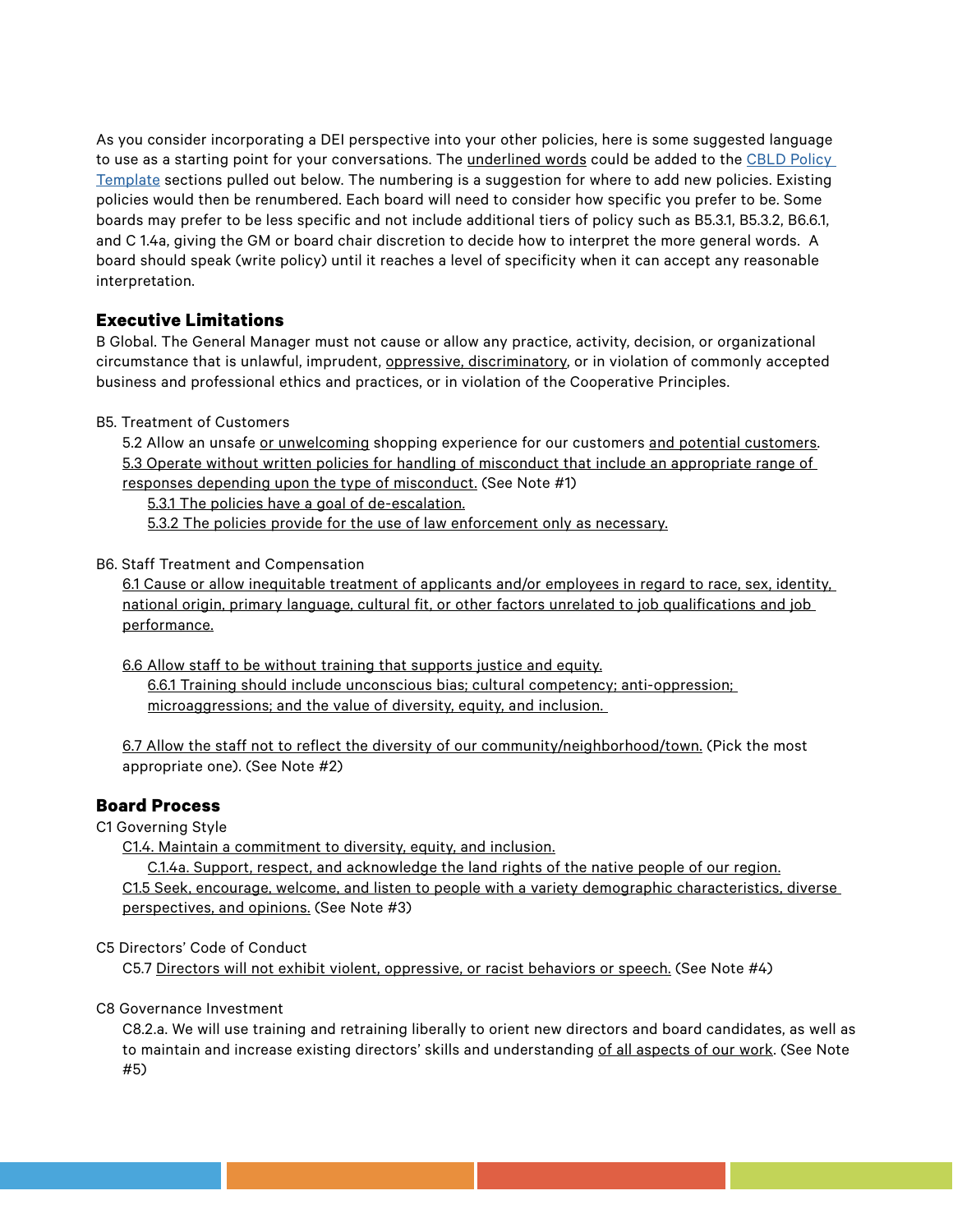As you consider incorporating a DEI perspective into your other policies, here is some suggested language to use as a starting point for your conversations. The <u>underlined words</u> could be added to the [CBLD Policy Template]() sections pulled out below. The numbering is a suggestion for where to add new policies. Existing policies would then be renumbered. Each board will need to consider how specific you prefer to be. Some boards may prefer to be less specific and not include additional tiers of policy such as B5.3.1, B5.3.2, B6.6.1, and C 1.4a, giving the GM or board chair discretion to decide how to interpret the more general words. A board should speak (write policy) until it reaches a level of specificity when it can accept any reasonable interpretation.

## Executive Limitations

B Global. The General Manager must not cause or allow any practice, activity, decision, or organizational circumstance that is unlawful, imprudent, <u>oppressive, discriminatory</u>, or in violation of commonly accepted business and professional ethics and practices, or in violation of the Cooperative Principles.

B5. Treatment of Customers

> 5.2 Allow an unsafe <u>or unwelcoming</u> shopping experience for our customers <u>and potential customers</u>.
>
> <u>5.3 Operate without written policies for handling of misconduct that include an appropriate range of responses depending upon the type of misconduct.</u> (See Note #1)
>
> > <u>5.3.1 The policies have a goal of de-escalation.</u>
> >
> > <u>5.3.2 The policies provide for the use of law enforcement only as necessary.</u>

B6. Staff Treatment and Compensation

> <u>6.1 Cause or allow inequitable treatment of applicants and/or employees in regard to race, sex, identity, national origin, primary language, cultural fit, or other factors unrelated to job qualifications and job performance.</u>
>
> <u>6.6 Allow staff to be without training that supports justice and equity.</u>
>
> > <u>6.6.1 Training should include unconscious bias; cultural competency; anti-oppression; microaggressions; and the value of diversity, equity, and inclusion.</u>
>
> <u>6.7 Allow the staff not to reflect the diversity of our community/neighborhood/town.</u> (Pick the most appropriate one). (See Note #2)

## Board Process

C1 Governing Style

> <u>C1.4. Maintain a commitment to diversity, equity, and inclusion.</u>
>
> > <u>C.1.4a. Support, respect, and acknowledge the land rights of the native people of our region.</u>
>
> <u>C1.5 Seek, encourage, welcome, and listen to people with a variety demographic characteristics, diverse perspectives, and opinions.</u> (See Note #3)

C5 Directors' Code of Conduct

> C5.7 <u>Directors will not exhibit violent, oppressive, or racist behaviors or speech.</u> (See Note #4)

C8 Governance Investment

> C8.2.a. We will use training and retraining liberally to orient new directors and board candidates, as well as to maintain and increase existing directors' skills and understanding <u>of all aspects of our work</u>. (See Note #5)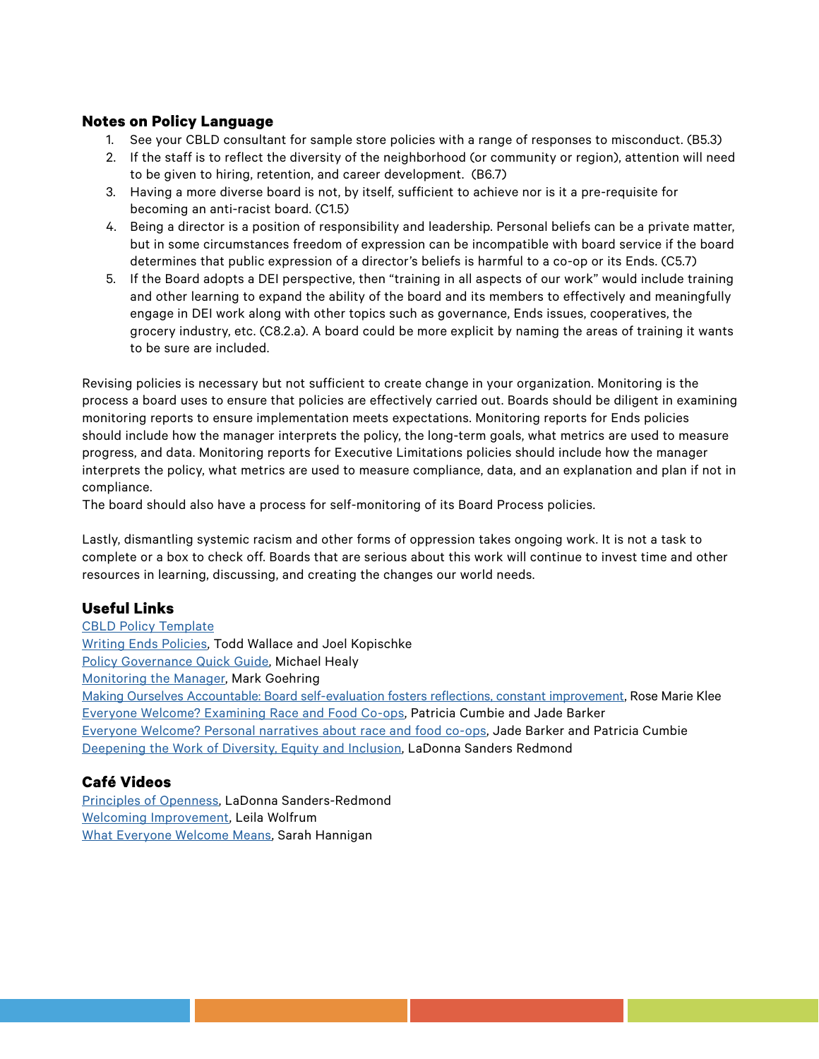### Notes on Policy Language

1. See your CBLD consultant for sample store policies with a range of responses to misconduct. (B5.3)
2. If the staff is to reflect the diversity of the neighborhood (or community or region), attention will need to be given to hiring, retention, and career development. (B6.7)
3. Having a more diverse board is not, by itself, sufficient to achieve nor is it a pre-requisite for becoming an anti-racist board. (C1.5)
4. Being a director is a position of responsibility and leadership. Personal beliefs can be a private matter, but in some circumstances freedom of expression can be incompatible with board service if the board determines that public expression of a director's beliefs is harmful to a co-op or its Ends. (C5.7)
5. If the Board adopts a DEI perspective, then "training in all aspects of our work" would include training and other learning to expand the ability of the board and its members to effectively and meaningfully engage in DEI work along with other topics such as governance, Ends issues, cooperatives, the grocery industry, etc. (C8.2.a). A board could be more explicit by naming the areas of training it wants to be sure are included.

Revising policies is necessary but not sufficient to create change in your organization. Monitoring is the process a board uses to ensure that policies are effectively carried out. Boards should be diligent in examining monitoring reports to ensure implementation meets expectations. Monitoring reports for Ends policies should include how the manager interprets the policy, the long-term goals, what metrics are used to measure progress, and data. Monitoring reports for Executive Limitations policies should include how the manager interprets the policy, what metrics are used to measure compliance, data, and an explanation and plan if not in compliance.
The board should also have a process for self-monitoring of its Board Process policies.

Lastly, dismantling systemic racism and other forms of oppression takes ongoing work. It is not a task to complete or a box to check off. Boards that are serious about this work will continue to invest time and other resources in learning, discussing, and creating the changes our world needs.

### Useful Links

CBLD Policy Template
Writing Ends Policies, Todd Wallace and Joel Kopischke
Policy Governance Quick Guide, Michael Healy
Monitoring the Manager, Mark Goehring
Making Ourselves Accountable: Board self-evaluation fosters reflections, constant improvement, Rose Marie Klee
Everyone Welcome? Examining Race and Food Co-ops, Patricia Cumbie and Jade Barker
Everyone Welcome? Personal narratives about race and food co-ops, Jade Barker and Patricia Cumbie
Deepening the Work of Diversity, Equity and Inclusion, LaDonna Sanders Redmond

### Café Videos

Principles of Openness, LaDonna Sanders-Redmond
Welcoming Improvement, Leila Wolfrum
What Everyone Welcome Means, Sarah Hannigan